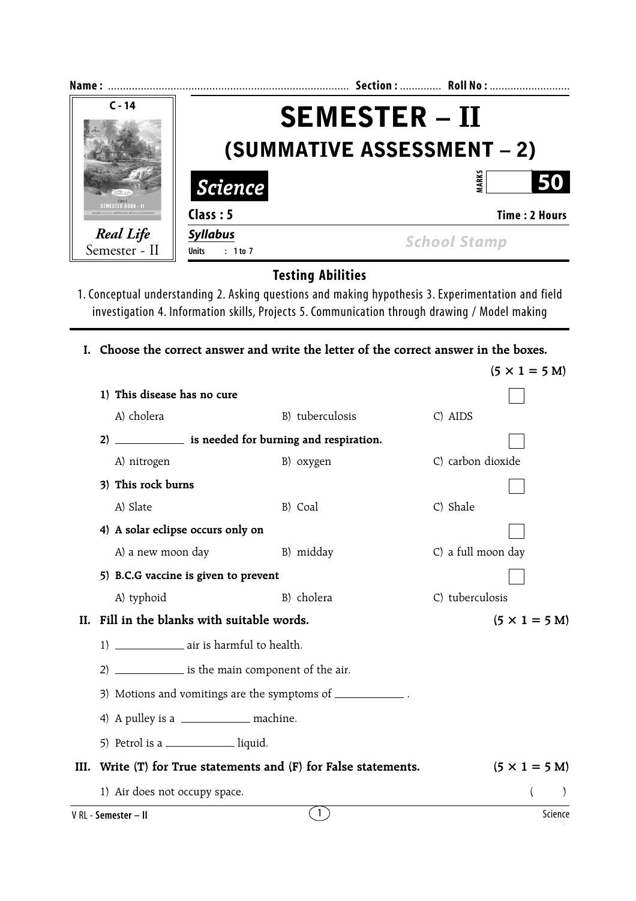Name : ................................................................................ Section : ............. Roll No : ...........................

C - 14

Real Life
Semester - II

# SEMESTER – II
## (SUMMATIVE ASSESSMENT – 2)

**Science**

MARKS **50**

**Class : 5** **Time : 2 Hours**

**Syllabus**
Units : 1 to 7

School Stamp

### Testing Abilities

1. Conceptual understanding 2. Asking questions and making hypothesis 3. Experimentation and field investigation 4. Information skills, Projects 5. Communication through drawing / Model making

**I. Choose the correct answer and write the letter of the correct answer in the boxes.** **(5 × 1 = 5 M)**

**1) This disease has no cure** [ ]
A) cholera B) tuberculosis C) AIDS

**2) __________ is needed for burning and respiration.** [ ]
A) nitrogen B) oxygen C) carbon dioxide

**3) This rock burns** [ ]
A) Slate B) Coal C) Shale

**4) A solar eclipse occurs only on** [ ]
A) a new moon day B) midday C) a full moon day

**5) B.C.G vaccine is given to prevent** [ ]
A) typhoid B) cholera C) tuberculosis

**II. Fill in the blanks with suitable words.** **(5 × 1 = 5 M)**

1) __________ air is harmful to health.

2) __________ is the main component of the air.

3) Motions and vomitings are the symptoms of __________ .

4) A pulley is a __________ machine.

5) Petrol is a __________ liquid.

**III. Write (T) for True statements and (F) for False statements.** **(5 × 1 = 5 M)**

1) Air does not occupy space. ( )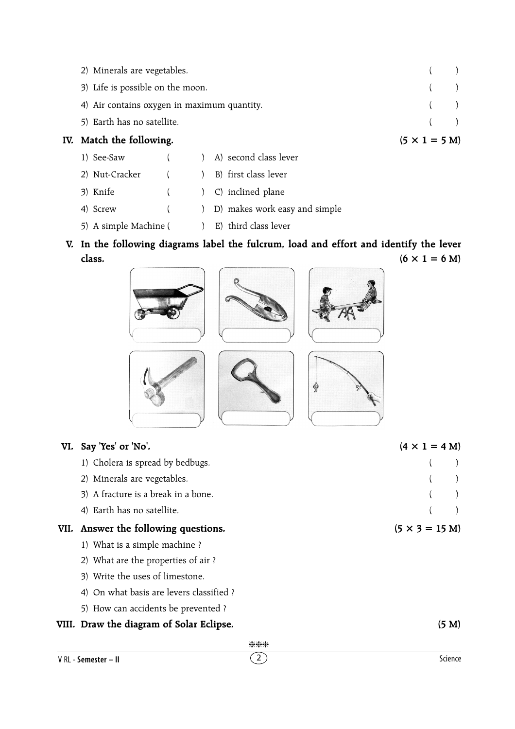2) Minerals are vegetables. ( )

3) Life is possible on the moon. ( )

4) Air contains oxygen in maximum quantity. ( )

5) Earth has no satellite. ( )

**IV. Match the following.** **(5 × 1 = 5 M)**

1) See-Saw ( ) A) second class lever

2) Nut-Cracker ( ) B) first class lever

3) Knife ( ) C) inclined plane

4) Screw ( ) D) makes work easy and simple

5) A simple Machine ( ) E) third class lever

**V. In the following diagrams label the fulcrum, load and effort and identify the lever class.** **(6 × 1 = 6 M)**

**VI. Say 'Yes' or 'No'.** **(4 × 1 = 4 M)**

1) Cholera is spread by bedbugs. ( )

2) Minerals are vegetables. ( )

3) A fracture is a break in a bone. ( )

4) Earth has no satellite. ( )

**VII. Answer the following questions.** **(5 × 3 = 15 M)**

1) What is a simple machine ?

2) What are the properties of air ?

3) Write the uses of limestone.

4) On what basis are levers classified ?

5) How can accidents be prevented ?

**VIII. Draw the diagram of Solar Eclipse.** **(5 M)**

***